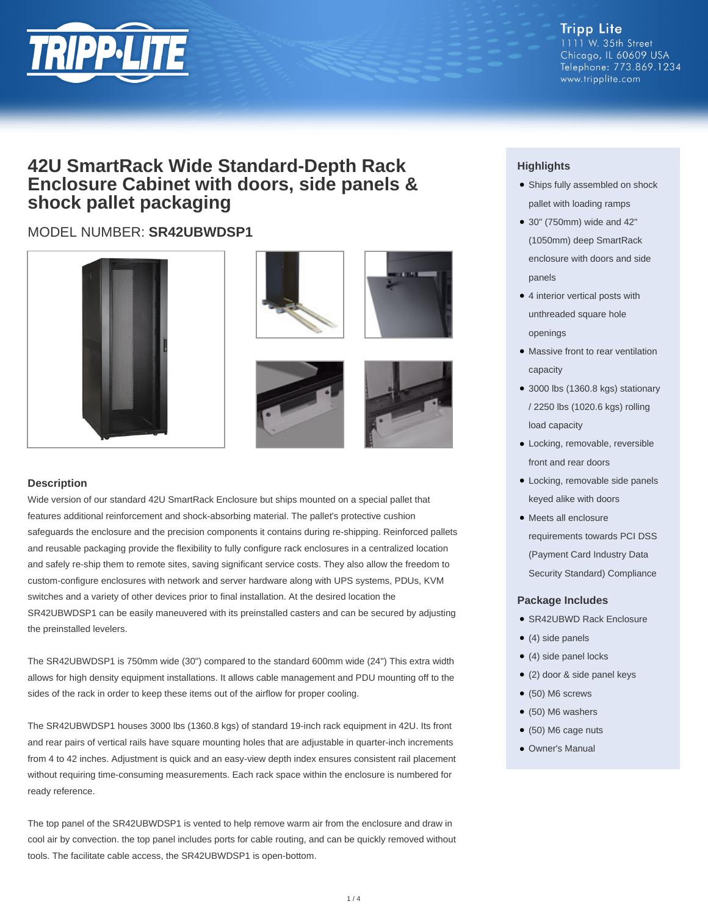Tripp Lite
1111 W. 35th Street
Chicago, IL 60609 USA
Telephone: 773.869.1234
www.tripplite.com

# 42U SmartRack Wide Standard-Depth Rack Enclosure Cabinet with doors, side panels & shock pallet packaging

MODEL NUMBER: **SR42UBWDSP1**

## Description

Wide version of our standard 42U SmartRack Enclosure but ships mounted on a special pallet that features additional reinforcement and shock-absorbing material. The pallet's protective cushion safeguards the enclosure and the precision components it contains during re-shipping. Reinforced pallets and reusable packaging provide the flexibility to fully configure rack enclosures in a centralized location and safely re-ship them to remote sites, saving significant service costs. They also allow the freedom to custom-configure enclosures with network and server hardware along with UPS systems, PDUs, KVM switches and a variety of other devices prior to final installation. At the desired location the SR42UBWDSP1 can be easily maneuvered with its preinstalled casters and can be secured by adjusting the preinstalled levelers.

The SR42UBWDSP1 is 750mm wide (30") compared to the standard 600mm wide (24") This extra width allows for high density equipment installations. It allows cable management and PDU mounting off to the sides of the rack in order to keep these items out of the airflow for proper cooling.

The SR42UBWDSP1 houses 3000 lbs (1360.8 kgs) of standard 19-inch rack equipment in 42U. Its front and rear pairs of vertical rails have square mounting holes that are adjustable in quarter-inch increments from 4 to 42 inches. Adjustment is quick and an easy-view depth index ensures consistent rail placement without requiring time-consuming measurements. Each rack space within the enclosure is numbered for ready reference.

The top panel of the SR42UBWDSP1 is vented to help remove warm air from the enclosure and draw in cool air by convection. the top panel includes ports for cable routing, and can be quickly removed without tools. The facilitate cable access, the SR42UBWDSP1 is open-bottom.

## Highlights

- Ships fully assembled on shock pallet with loading ramps
- 30" (750mm) wide and 42" (1050mm) deep SmartRack enclosure with doors and side panels
- 4 interior vertical posts with unthreaded square hole openings
- Massive front to rear ventilation capacity
- 3000 lbs (1360.8 kgs) stationary / 2250 lbs (1020.6 kgs) rolling load capacity
- Locking, removable, reversible front and rear doors
- Locking, removable side panels keyed alike with doors
- Meets all enclosure requirements towards PCI DSS (Payment Card Industry Data Security Standard) Compliance

## Package Includes

- SR42UBWD Rack Enclosure
- (4) side panels
- (4) side panel locks
- (2) door & side panel keys
- (50) M6 screws
- (50) M6 washers
- (50) M6 cage nuts
- Owner's Manual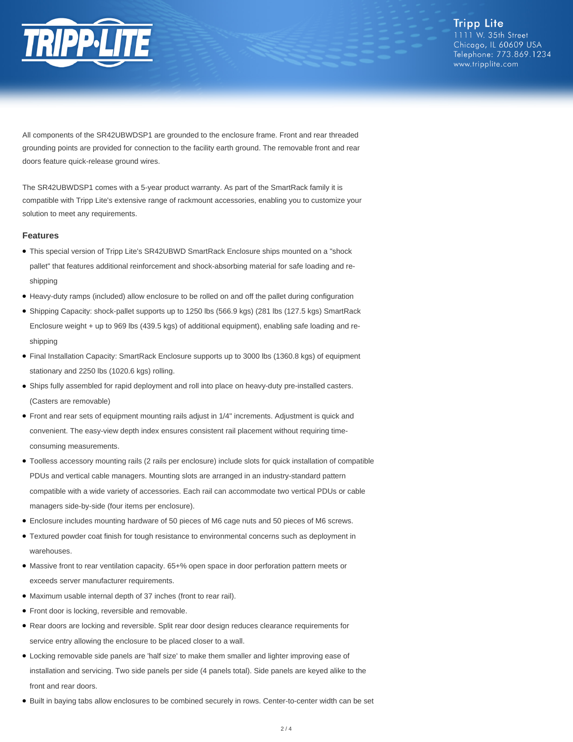All components of the SR42UBWDSP1 are grounded to the enclosure frame. Front and rear threaded grounding points are provided for connection to the facility earth ground. The removable front and rear doors feature quick-release ground wires.

The SR42UBWDSP1 comes with a 5-year product warranty. As part of the SmartRack family it is compatible with Tripp Lite's extensive range of rackmount accessories, enabling you to customize your solution to meet any requirements.

### Features

- This special version of Tripp Lite's SR42UBWD SmartRack Enclosure ships mounted on a "shock pallet" that features additional reinforcement and shock-absorbing material for safe loading and re-shipping
- Heavy-duty ramps (included) allow enclosure to be rolled on and off the pallet during configuration
- Shipping Capacity: shock-pallet supports up to 1250 lbs (566.9 kgs) (281 lbs (127.5 kgs) SmartRack Enclosure weight + up to 969 lbs (439.5 kgs) of additional equipment), enabling safe loading and re-shipping
- Final Installation Capacity: SmartRack Enclosure supports up to 3000 lbs (1360.8 kgs) of equipment stationary and 2250 lbs (1020.6 kgs) rolling.
- Ships fully assembled for rapid deployment and roll into place on heavy-duty pre-installed casters. (Casters are removable)
- Front and rear sets of equipment mounting rails adjust in 1/4" increments. Adjustment is quick and convenient. The easy-view depth index ensures consistent rail placement without requiring time-consuming measurements.
- Toolless accessory mounting rails (2 rails per enclosure) include slots for quick installation of compatible PDUs and vertical cable managers. Mounting slots are arranged in an industry-standard pattern compatible with a wide variety of accessories. Each rail can accommodate two vertical PDUs or cable managers side-by-side (four items per enclosure).
- Enclosure includes mounting hardware of 50 pieces of M6 cage nuts and 50 pieces of M6 screws.
- Textured powder coat finish for tough resistance to environmental concerns such as deployment in warehouses.
- Massive front to rear ventilation capacity. 65+% open space in door perforation pattern meets or exceeds server manufacturer requirements.
- Maximum usable internal depth of 37 inches (front to rear rail).
- Front door is locking, reversible and removable.
- Rear doors are locking and reversible. Split rear door design reduces clearance requirements for service entry allowing the enclosure to be placed closer to a wall.
- Locking removable side panels are 'half size' to make them smaller and lighter improving ease of installation and servicing. Two side panels per side (4 panels total). Side panels are keyed alike to the front and rear doors.
- Built in baying tabs allow enclosures to be combined securely in rows. Center-to-center width can be set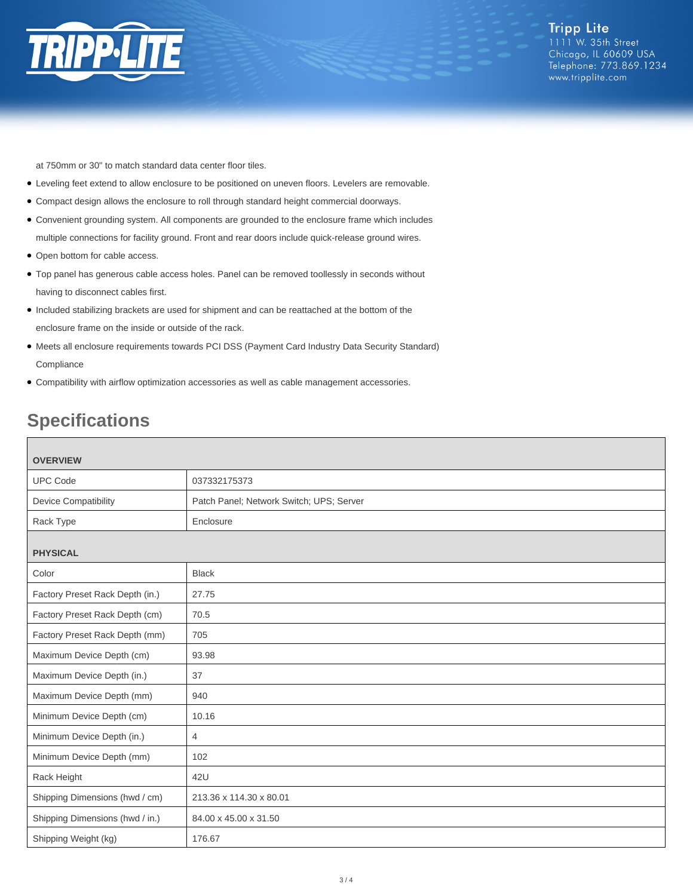at 750mm or 30" to match standard data center floor tiles.

- Leveling feet extend to allow enclosure to be positioned on uneven floors. Levelers are removable.
- Compact design allows the enclosure to roll through standard height commercial doorways.
- Convenient grounding system. All components are grounded to the enclosure frame which includes multiple connections for facility ground. Front and rear doors include quick-release ground wires.
- Open bottom for cable access.
- Top panel has generous cable access holes. Panel can be removed toollessly in seconds without having to disconnect cables first.
- Included stabilizing brackets are used for shipment and can be reattached at the bottom of the enclosure frame on the inside or outside of the rack.
- Meets all enclosure requirements towards PCI DSS (Payment Card Industry Data Security Standard) Compliance
- Compatibility with airflow optimization accessories as well as cable management accessories.

## Specifications

| OVERVIEW | |
|---|---|
| UPC Code | 037332175373 |
| Device Compatibility | Patch Panel; Network Switch; UPS; Server |
| Rack Type | Enclosure |
| **PHYSICAL** | |
| Color | Black |
| Factory Preset Rack Depth (in.) | 27.75 |
| Factory Preset Rack Depth (cm) | 70.5 |
| Factory Preset Rack Depth (mm) | 705 |
| Maximum Device Depth (cm) | 93.98 |
| Maximum Device Depth (in.) | 37 |
| Maximum Device Depth (mm) | 940 |
| Minimum Device Depth (cm) | 10.16 |
| Minimum Device Depth (in.) | 4 |
| Minimum Device Depth (mm) | 102 |
| Rack Height | 42U |
| Shipping Dimensions (hwd / cm) | 213.36 x 114.30 x 80.01 |
| Shipping Dimensions (hwd / in.) | 84.00 x 45.00 x 31.50 |
| Shipping Weight (kg) | 176.67 |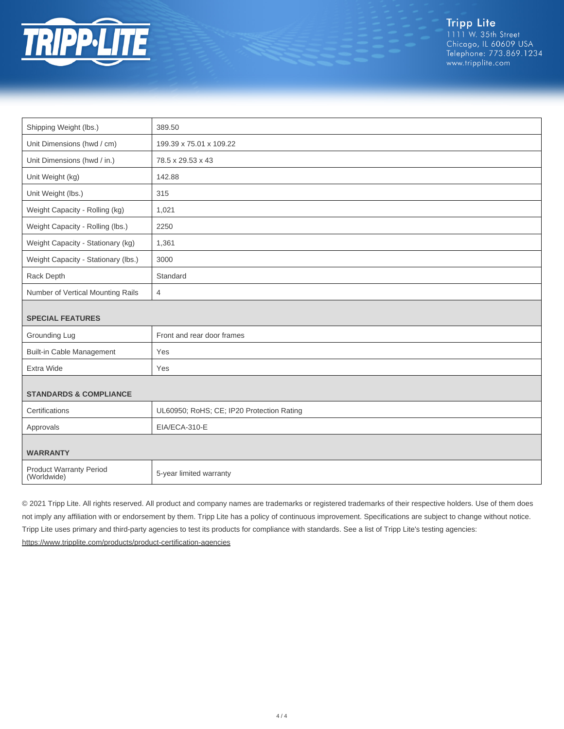| | |
|---|---|
| Shipping Weight (lbs.) | 389.50 |
| Unit Dimensions (hwd / cm) | 199.39 x 75.01 x 109.22 |
| Unit Dimensions (hwd / in.) | 78.5 x 29.53 x 43 |
| Unit Weight (kg) | 142.88 |
| Unit Weight (lbs.) | 315 |
| Weight Capacity - Rolling (kg) | 1,021 |
| Weight Capacity - Rolling (lbs.) | 2250 |
| Weight Capacity - Stationary (kg) | 1,361 |
| Weight Capacity - Stationary (lbs.) | 3000 |
| Rack Depth | Standard |
| Number of Vertical Mounting Rails | 4 |
| **SPECIAL FEATURES** | |
| Grounding Lug | Front and rear door frames |
| Built-in Cable Management | Yes |
| Extra Wide | Yes |
| **STANDARDS & COMPLIANCE** | |
| Certifications | UL60950; RoHS; CE; IP20 Protection Rating |
| Approvals | EIA/ECA-310-E |
| **WARRANTY** | |
| Product Warranty Period (Worldwide) | 5-year limited warranty |

© 2021 Tripp Lite. All rights reserved. All product and company names are trademarks or registered trademarks of their respective holders. Use of them does not imply any affiliation with or endorsement by them. Tripp Lite has a policy of continuous improvement. Specifications are subject to change without notice. Tripp Lite uses primary and third-party agencies to test its products for compliance with standards. See a list of Tripp Lite's testing agencies: https://www.tripplite.com/products/product-certification-agencies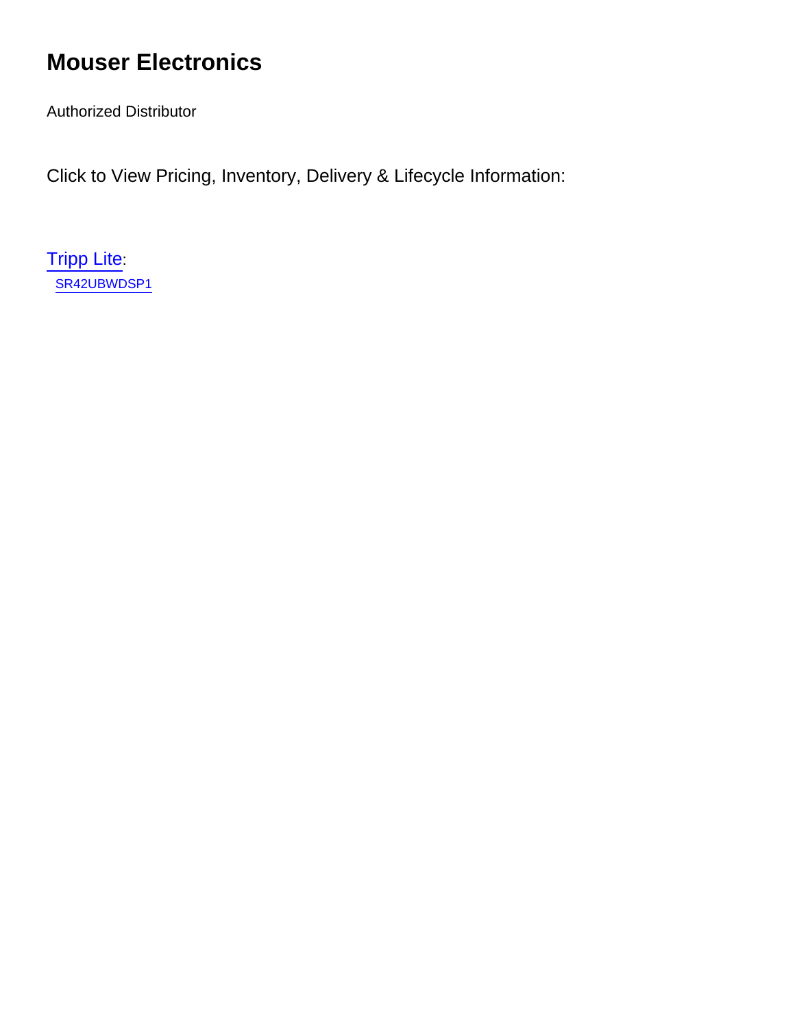# Mouser Electronics

Authorized Distributor

Click to View Pricing, Inventory, Delivery & Lifecycle Information:

Tripp Lite:

SR42UBWDSP1